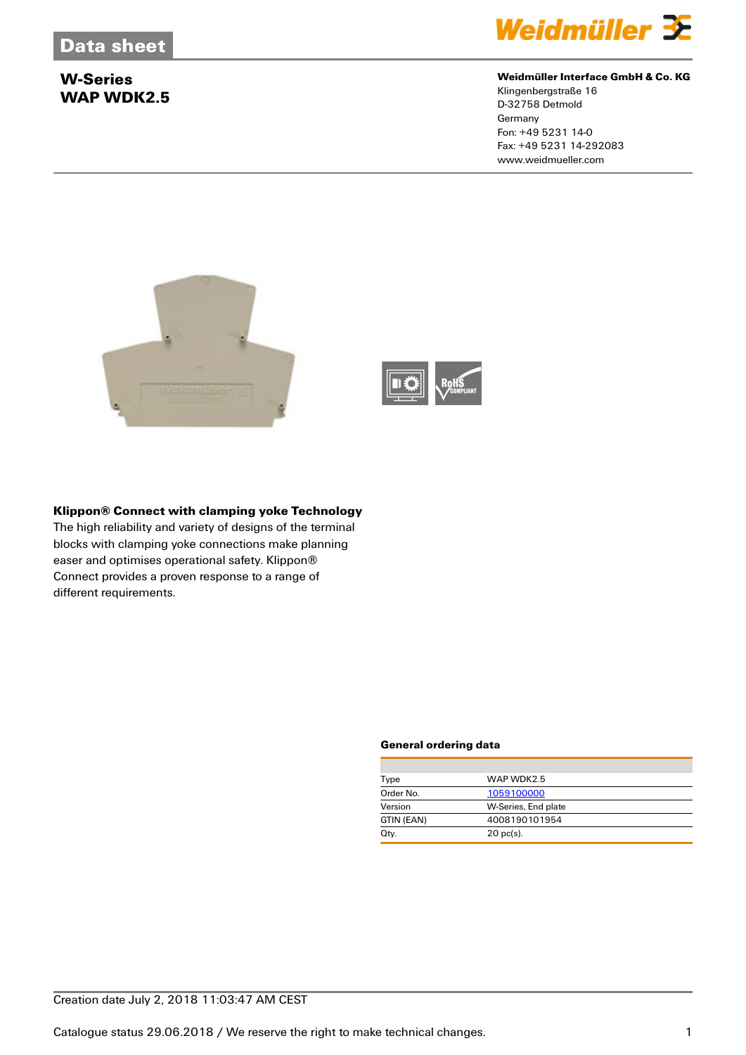# Data sheet

## W-Series
## WAP WDK2.5

**Weidmüller Interface GmbH & Co. KG**
Klingenbergstraße 16
D-32758 Detmold
Germany
Fon: +49 5231 14-0
Fax: +49 5231 14-292083
www.weidmueller.com

**Klippon® Connect with clamping yoke Technology**
The high reliability and variety of designs of the terminal blocks with clamping yoke connections make planning easer and optimises operational safety. Klippon® Connect provides a proven response to a range of different requirements.

**General ordering data**

| | |
|---|---|
| Type | WAP WDK2.5 |
| Order No. | 1059100000 |
| Version | W-Series, End plate |
| GTIN (EAN) | 4008190101954 |
| Qty. | 20 pc(s). |

Creation date July 2, 2018 11:03:47 AM CEST

Catalogue status 29.06.2018 / We reserve the right to make technical changes.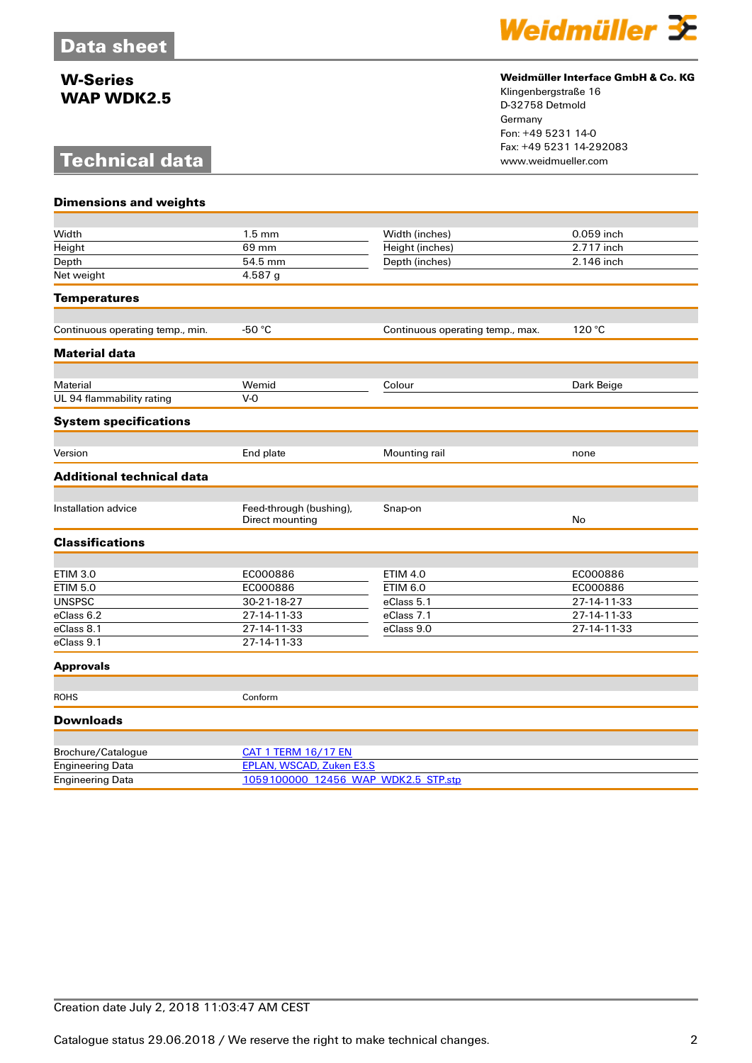# Data sheet

## W-Series
## WAP WDK2.5

**Weidmüller Interface GmbH & Co. KG**
Klingenbergstraße 16
D-32758 Detmold
Germany
Fon: +49 5231 14-0
Fax: +49 5231 14-292083
www.weidmueller.com

# Technical data

### Dimensions and weights

| | | | |
|---|---|---|---|
| Width | 1.5 mm | Width (inches) | 0.059 inch |
| Height | 69 mm | Height (inches) | 2.717 inch |
| Depth | 54.5 mm | Depth (inches) | 2.146 inch |
| Net weight | 4.587 g | | |

### Temperatures

| | | | |
|---|---|---|---|
| Continuous operating temp., min. | -50 °C | Continuous operating temp., max. | 120 °C |

### Material data

| | | | |
|---|---|---|---|
| Material | Wemid | Colour | Dark Beige |
| UL 94 flammability rating | V-0 | | |

### System specifications

| | | | |
|---|---|---|---|
| Version | End plate | Mounting rail | none |

### Additional technical data

| | | | |
|---|---|---|---|
| Installation advice | Feed-through (bushing), Direct mounting | Snap-on | No |

### Classifications

| | | | |
|---|---|---|---|
| ETIM 3.0 | EC000886 | ETIM 4.0 | EC000886 |
| ETIM 5.0 | EC000886 | ETIM 6.0 | EC000886 |
| UNSPSC | 30-21-18-27 | eClass 5.1 | 27-14-11-33 |
| eClass 6.2 | 27-14-11-33 | eClass 7.1 | 27-14-11-33 |
| eClass 8.1 | 27-14-11-33 | eClass 9.0 | 27-14-11-33 |
| eClass 9.1 | 27-14-11-33 | | |

### Approvals

| | |
|---|---|
| ROHS | Conform |

### Downloads

| | |
|---|---|
| Brochure/Catalogue | CAT 1 TERM 16/17 EN |
| Engineering Data | EPLAN, WSCAD, Zuken E3.S |
| Engineering Data | 1059100000_12456_WAP_WDK2.5_STP.stp |

Creation date July 2, 2018 11:03:47 AM CEST

Catalogue status 29.06.2018 / We reserve the right to make technical changes.